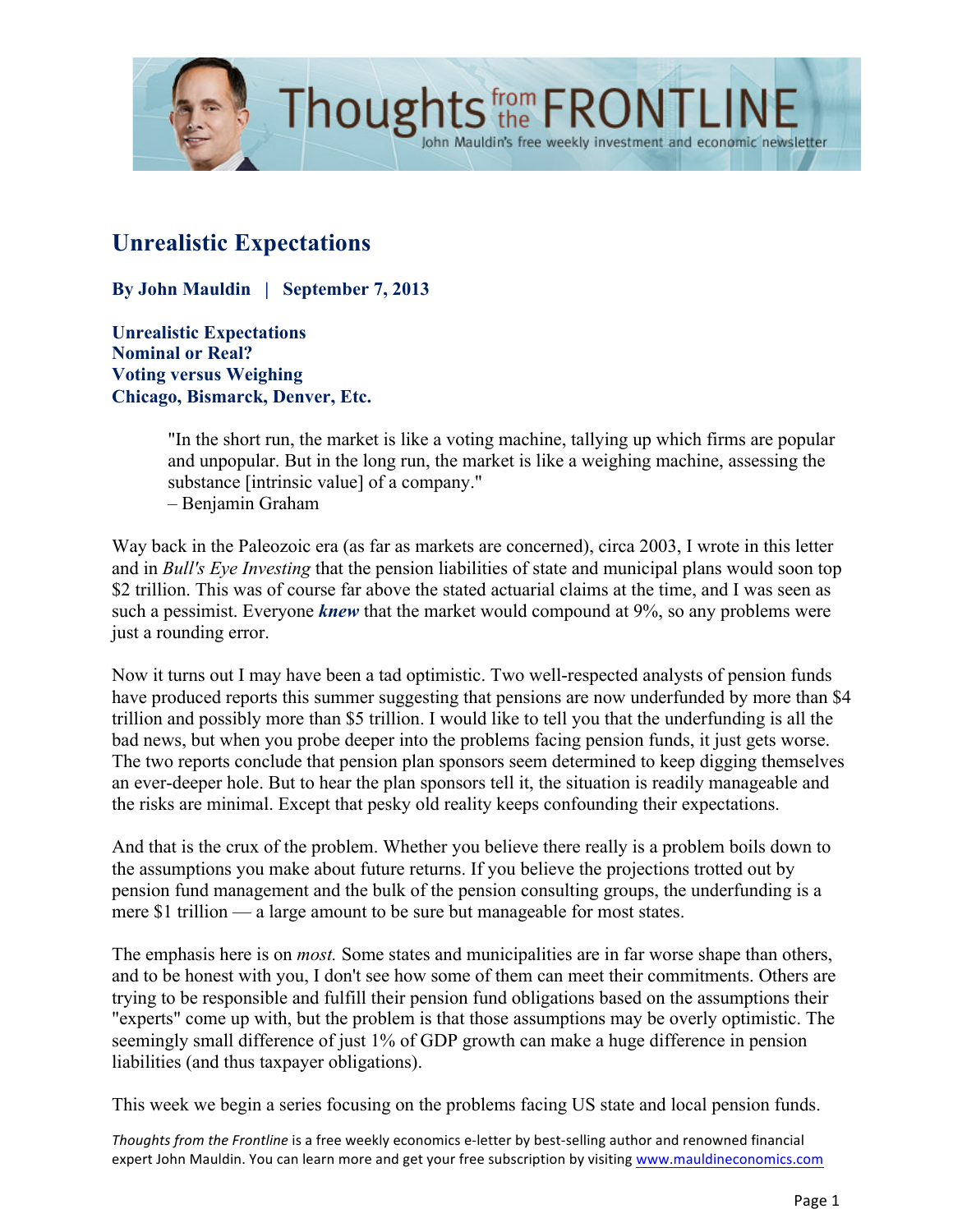# Unrealistic Expectations

**By John Mauldin | September 7, 2013**

**Unrealistic Expectations**
**Nominal or Real?**
**Voting versus Weighing**
**Chicago, Bismarck, Denver, Etc.**

> "In the short run, the market is like a voting machine, tallying up which firms are popular and unpopular. But in the long run, the market is like a weighing machine, assessing the substance [intrinsic value] of a company."
> – Benjamin Graham

Way back in the Paleozoic era (as far as markets are concerned), circa 2003, I wrote in this letter and in *Bull's Eye Investing* that the pension liabilities of state and municipal plans would soon top $2 trillion. This was of course far above the stated actuarial claims at the time, and I was seen as such a pessimist. Everyone ***knew*** that the market would compound at 9%, so any problems were just a rounding error.

Now it turns out I may have been a tad optimistic. Two well-respected analysts of pension funds have produced reports this summer suggesting that pensions are now underfunded by more than $4 trillion and possibly more than $5 trillion. I would like to tell you that the underfunding is all the bad news, but when you probe deeper into the problems facing pension funds, it just gets worse. The two reports conclude that pension plan sponsors seem determined to keep digging themselves an ever-deeper hole. But to hear the plan sponsors tell it, the situation is readily manageable and the risks are minimal. Except that pesky old reality keeps confounding their expectations.

And that is the crux of the problem. Whether you believe there really is a problem boils down to the assumptions you make about future returns. If you believe the projections trotted out by pension fund management and the bulk of the pension consulting groups, the underfunding is a mere $1 trillion — a large amount to be sure but manageable for most states.

The emphasis here is on *most.* Some states and municipalities are in far worse shape than others, and to be honest with you, I don't see how some of them can meet their commitments. Others are trying to be responsible and fulfill their pension fund obligations based on the assumptions their "experts" come up with, but the problem is that those assumptions may be overly optimistic. The seemingly small difference of just 1% of GDP growth can make a huge difference in pension liabilities (and thus taxpayer obligations).

This week we begin a series focusing on the problems facing US state and local pension funds.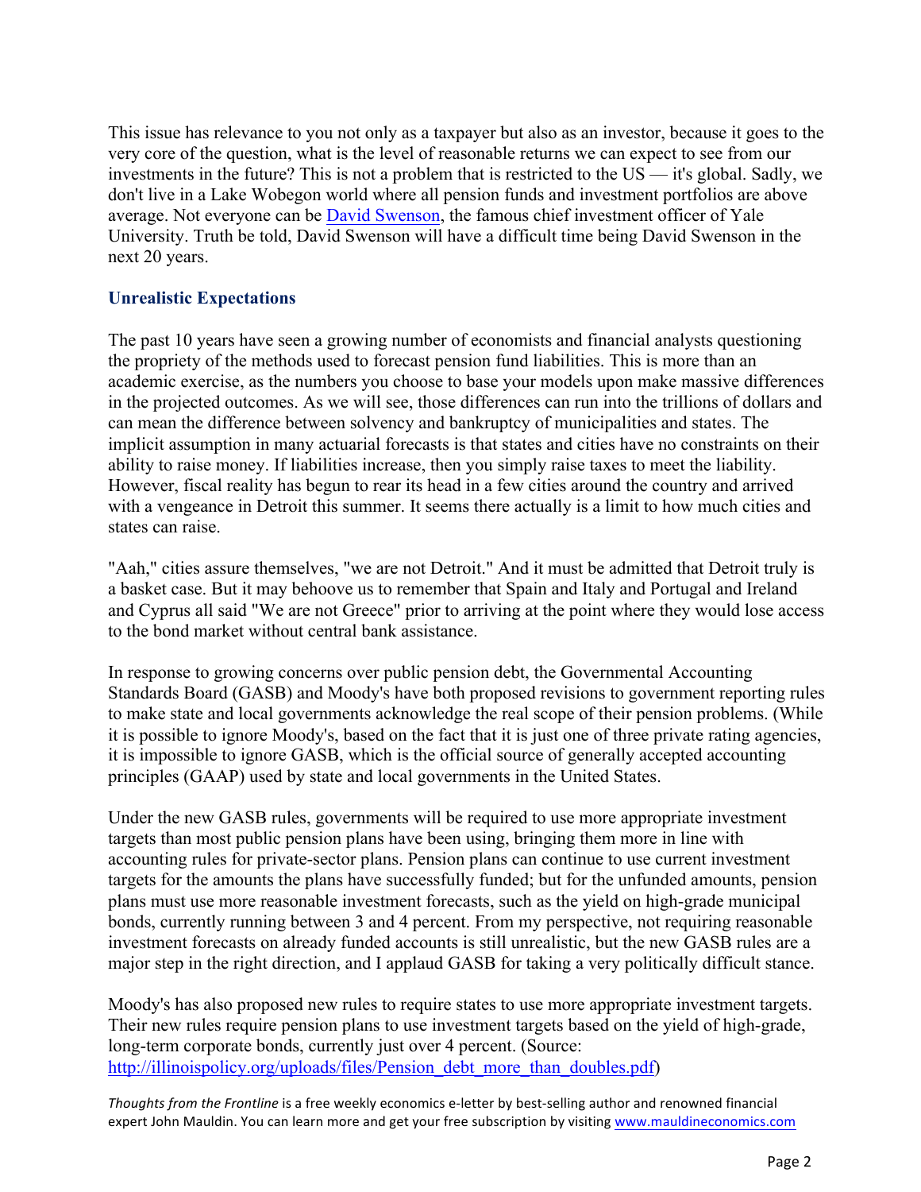This issue has relevance to you not only as a taxpayer but also as an investor, because it goes to the very core of the question, what is the level of reasonable returns we can expect to see from our investments in the future? This is not a problem that is restricted to the US — it's global. Sadly, we don't live in a Lake Wobegon world where all pension funds and investment portfolios are above average. Not everyone can be [David Swenson](), the famous chief investment officer of Yale University. Truth be told, David Swenson will have a difficult time being David Swenson in the next 20 years.

## Unrealistic Expectations

The past 10 years have seen a growing number of economists and financial analysts questioning the propriety of the methods used to forecast pension fund liabilities. This is more than an academic exercise, as the numbers you choose to base your models upon make massive differences in the projected outcomes. As we will see, those differences can run into the trillions of dollars and can mean the difference between solvency and bankruptcy of municipalities and states. The implicit assumption in many actuarial forecasts is that states and cities have no constraints on their ability to raise money. If liabilities increase, then you simply raise taxes to meet the liability. However, fiscal reality has begun to rear its head in a few cities around the country and arrived with a vengeance in Detroit this summer. It seems there actually is a limit to how much cities and states can raise.

"Aah," cities assure themselves, "we are not Detroit." And it must be admitted that Detroit truly is a basket case. But it may behoove us to remember that Spain and Italy and Portugal and Ireland and Cyprus all said "We are not Greece" prior to arriving at the point where they would lose access to the bond market without central bank assistance.

In response to growing concerns over public pension debt, the Governmental Accounting Standards Board (GASB) and Moody's have both proposed revisions to government reporting rules to make state and local governments acknowledge the real scope of their pension problems. (While it is possible to ignore Moody's, based on the fact that it is just one of three private rating agencies, it is impossible to ignore GASB, which is the official source of generally accepted accounting principles (GAAP) used by state and local governments in the United States.

Under the new GASB rules, governments will be required to use more appropriate investment targets than most public pension plans have been using, bringing them more in line with accounting rules for private-sector plans. Pension plans can continue to use current investment targets for the amounts the plans have successfully funded; but for the unfunded amounts, pension plans must use more reasonable investment forecasts, such as the yield on high-grade municipal bonds, currently running between 3 and 4 percent. From my perspective, not requiring reasonable investment forecasts on already funded accounts is still unrealistic, but the new GASB rules are a major step in the right direction, and I applaud GASB for taking a very politically difficult stance.

Moody's has also proposed new rules to require states to use more appropriate investment targets. Their new rules require pension plans to use investment targets based on the yield of high-grade, long-term corporate bonds, currently just over 4 percent. (Source: http://illinoispolicy.org/uploads/files/Pension_debt_more_than_doubles.pdf)

*Thoughts from the Frontline* is a free weekly economics e-letter by best-selling author and renowned financial expert John Mauldin. You can learn more and get your free subscription by visiting www.mauldineconomics.com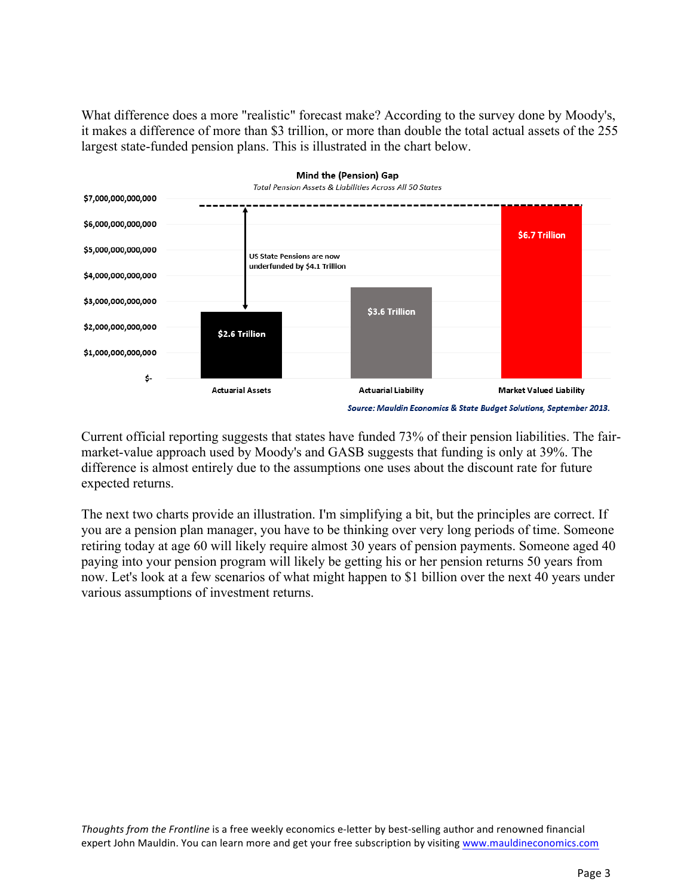What difference does a more "realistic" forecast make? According to the survey done by Moody's, it makes a difference of more than $3 trillion, or more than double the total actual assets of the 255 largest state-funded pension plans. This is illustrated in the chart below.

**Mind the (Pension) Gap**

*Total Pension Assets & Liabilities Across All 50 States*

$7,000,000,000,000
$6,000,000,000,000
$5,000,000,000,000
$4,000,000,000,000
$3,000,000,000,000
$2,000,000,000,000
$1,000,000,000,000
$-

US State Pensions are now underfunded by $4.1 Trillion

$2.6 Trillion
$3.6 Trillion
$6.7 Trillion

Actuarial Assets
Actuarial Liability
Market Valued Liability

*Source: Mauldin Economics & State Budget Solutions, September 2013.*

Current official reporting suggests that states have funded 73% of their pension liabilities. The fair-market-value approach used by Moody's and GASB suggests that funding is only at 39%. The difference is almost entirely due to the assumptions one uses about the discount rate for future expected returns.

The next two charts provide an illustration. I'm simplifying a bit, but the principles are correct. If you are a pension plan manager, you have to be thinking over very long periods of time. Someone retiring today at age 60 will likely require almost 30 years of pension payments. Someone aged 40 paying into your pension program will likely be getting his or her pension returns 50 years from now. Let's look at a few scenarios of what might happen to $1 billion over the next 40 years under various assumptions of investment returns.

*Thoughts from the Frontline* is a free weekly economics e-letter by best-selling author and renowned financial expert John Mauldin. You can learn more and get your free subscription by visiting www.mauldineconomics.com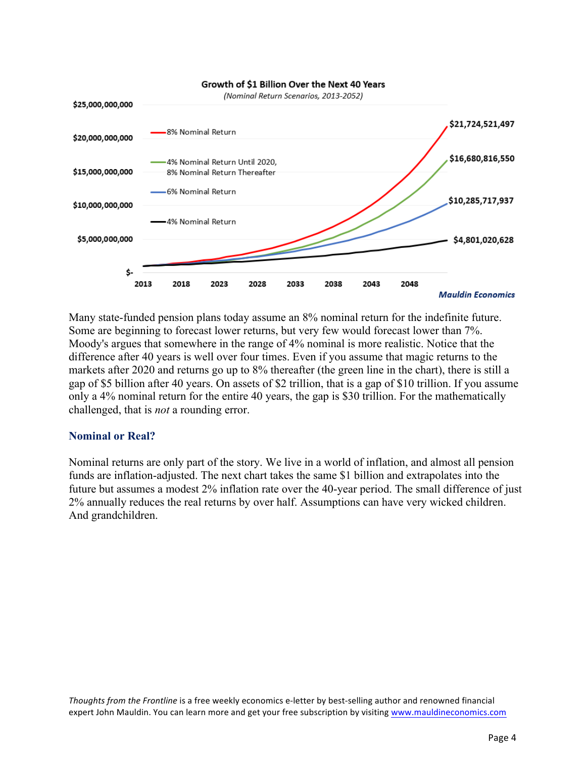Many state-funded pension plans today assume an 8% nominal return for the indefinite future. Some are beginning to forecast lower returns, but very few would forecast lower than 7%. Moody's argues that somewhere in the range of 4% nominal is more realistic. Notice that the difference after 40 years is well over four times. Even if you assume that magic returns to the markets after 2020 and returns go up to 8% thereafter (the green line in the chart), there is still a gap of $5 billion after 40 years. On assets of $2 trillion, that is a gap of $10 trillion. If you assume only a 4% nominal return for the entire 40 years, the gap is $30 trillion. For the mathematically challenged, that is *not* a rounding error.

## Nominal or Real?

Nominal returns are only part of the story. We live in a world of inflation, and almost all pension funds are inflation-adjusted. The next chart takes the same $1 billion and extrapolates into the future but assumes a modest 2% inflation rate over the 40-year period. The small difference of just 2% annually reduces the real returns by over half. Assumptions can have very wicked children. And grandchildren.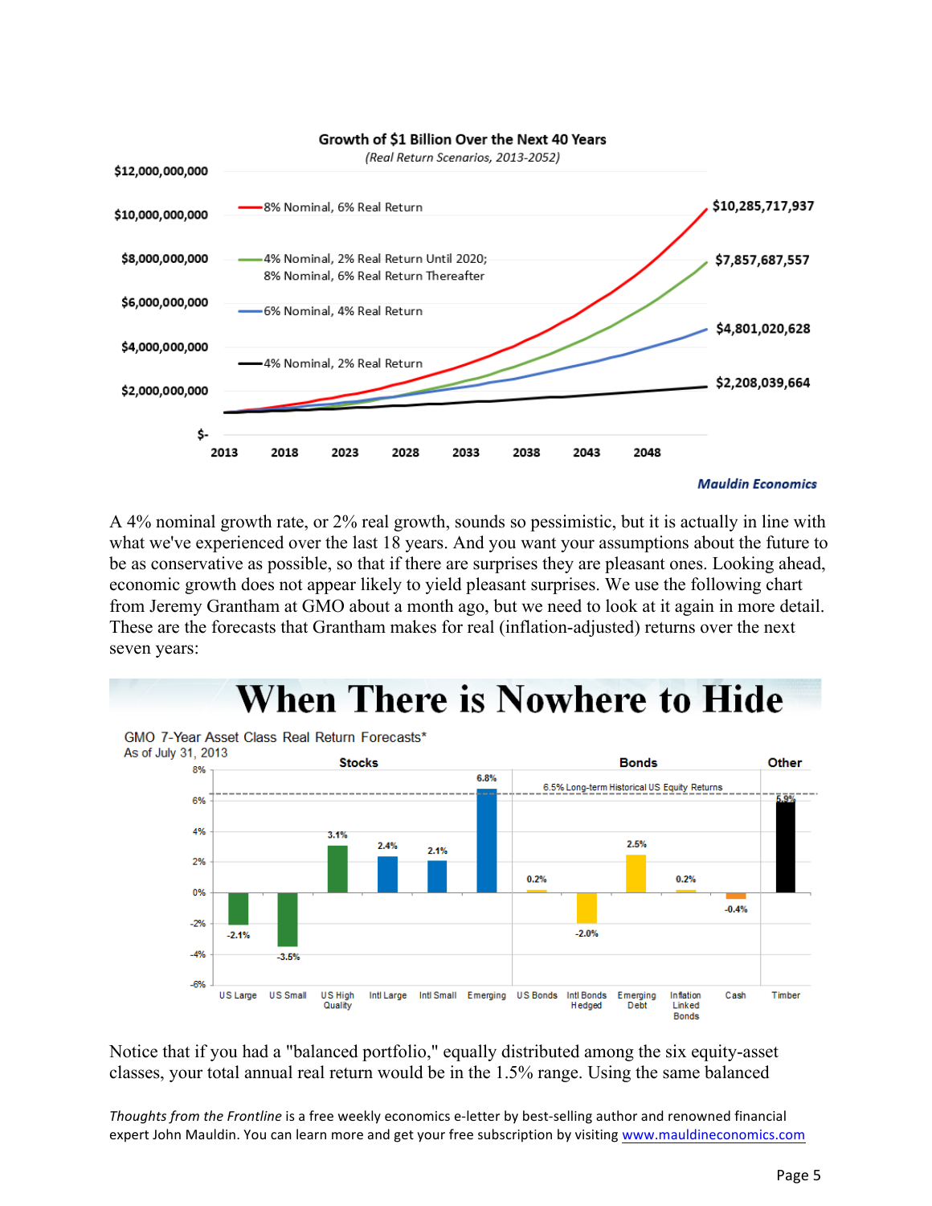Growth of $1 Billion Over the Next 40 Years

(Real Return Scenarios, 2013-2052)

$12,000,000,000
$10,000,000,000
$8,000,000,000
$6,000,000,000
$4,000,000,000
$2,000,000,000
$-

2013 2018 2023 2028 2033 2038 2043 2048

8% Nominal, 6% Real Return

4% Nominal, 2% Real Return Until 2020; 8% Nominal, 6% Real Return Thereafter

6% Nominal, 4% Real Return

4% Nominal, 2% Real Return

$10,285,717,937

$7,857,687,557

$4,801,020,628

$2,208,039,664

Mauldin Economics

A 4% nominal growth rate, or 2% real growth, sounds so pessimistic, but it is actually in line with what we've experienced over the last 18 years. And you want your assumptions about the future to be as conservative as possible, so that if there are surprises they are pleasant ones. Looking ahead, economic growth does not appear likely to yield pleasant surprises. We use the following chart from Jeremy Grantham at GMO about a month ago, but we need to look at it again in more detail. These are the forecasts that Grantham makes for real (inflation-adjusted) returns over the next seven years:

When There is Nowhere to Hide

GMO 7-Year Asset Class Real Return Forecasts*

As of July 31, 2013

Stocks | Bonds | Other

8% 6% 4% 2% 0% -2% -4% -6%

6.5% Long-term Historical US Equity Returns

US Large -2.1%
US Small -3.5%
US High Quality 3.1%
Intl Large 2.4%
Intl Small 2.1%
Emerging 6.8%
US Bonds 0.2%
Intl Bonds Hedged -2.0%
Emerging Debt 2.5%
Inflation Linked Bonds 0.2%
Cash -0.4%
Timber 5.9%

Notice that if you had a "balanced portfolio," equally distributed among the six equity-asset classes, your total annual real return would be in the 1.5% range. Using the same balanced

*Thoughts from the Frontline* is a free weekly economics e-letter by best-selling author and renowned financial expert John Mauldin. You can learn more and get your free subscription by visiting www.mauldineconomics.com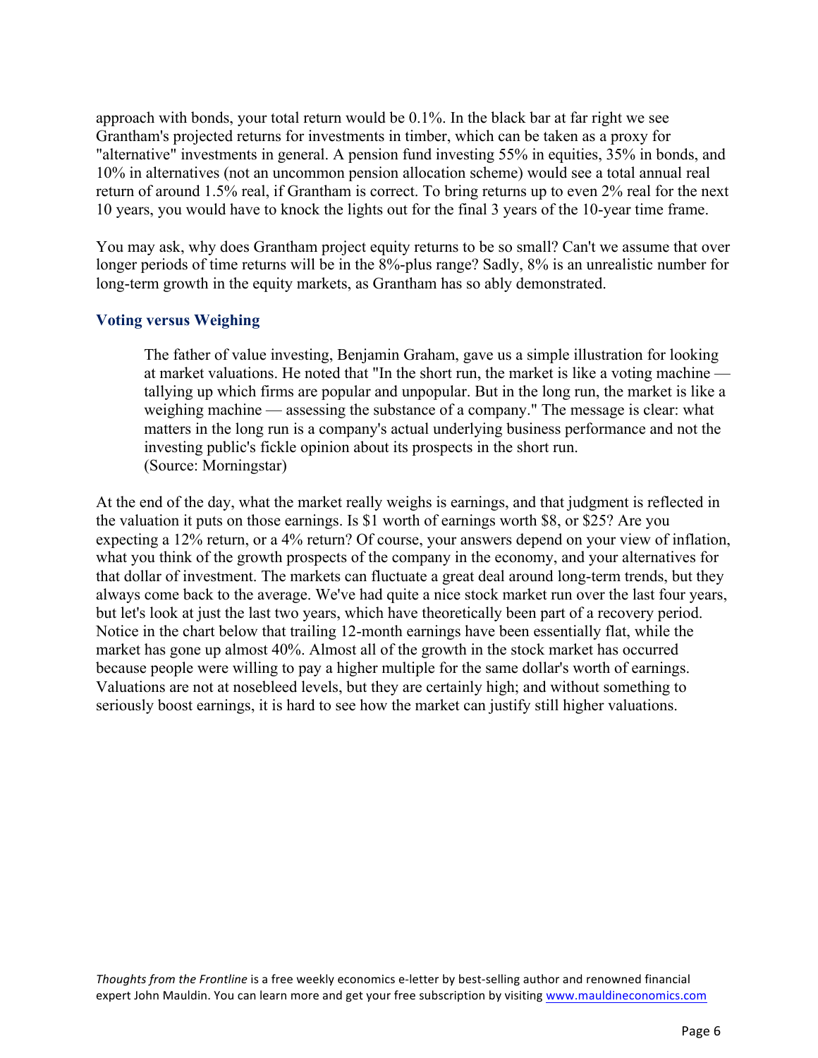approach with bonds, your total return would be 0.1%. In the black bar at far right we see Grantham's projected returns for investments in timber, which can be taken as a proxy for "alternative" investments in general. A pension fund investing 55% in equities, 35% in bonds, and 10% in alternatives (not an uncommon pension allocation scheme) would see a total annual real return of around 1.5% real, if Grantham is correct. To bring returns up to even 2% real for the next 10 years, you would have to knock the lights out for the final 3 years of the 10-year time frame.

You may ask, why does Grantham project equity returns to be so small? Can't we assume that over longer periods of time returns will be in the 8%-plus range? Sadly, 8% is an unrealistic number for long-term growth in the equity markets, as Grantham has so ably demonstrated.

### Voting versus Weighing

> The father of value investing, Benjamin Graham, gave us a simple illustration for looking at market valuations. He noted that "In the short run, the market is like a voting machine — tallying up which firms are popular and unpopular. But in the long run, the market is like a weighing machine — assessing the substance of a company." The message is clear: what matters in the long run is a company's actual underlying business performance and not the investing public's fickle opinion about its prospects in the short run.
> (Source: Morningstar)

At the end of the day, what the market really weighs is earnings, and that judgment is reflected in the valuation it puts on those earnings. Is $1 worth of earnings worth $8, or $25? Are you expecting a 12% return, or a 4% return? Of course, your answers depend on your view of inflation, what you think of the growth prospects of the company in the economy, and your alternatives for that dollar of investment. The markets can fluctuate a great deal around long-term trends, but they always come back to the average. We've had quite a nice stock market run over the last four years, but let's look at just the last two years, which have theoretically been part of a recovery period. Notice in the chart below that trailing 12-month earnings have been essentially flat, while the market has gone up almost 40%. Almost all of the growth in the stock market has occurred because people were willing to pay a higher multiple for the same dollar's worth of earnings. Valuations are not at nosebleed levels, but they are certainly high; and without something to seriously boost earnings, it is hard to see how the market can justify still higher valuations.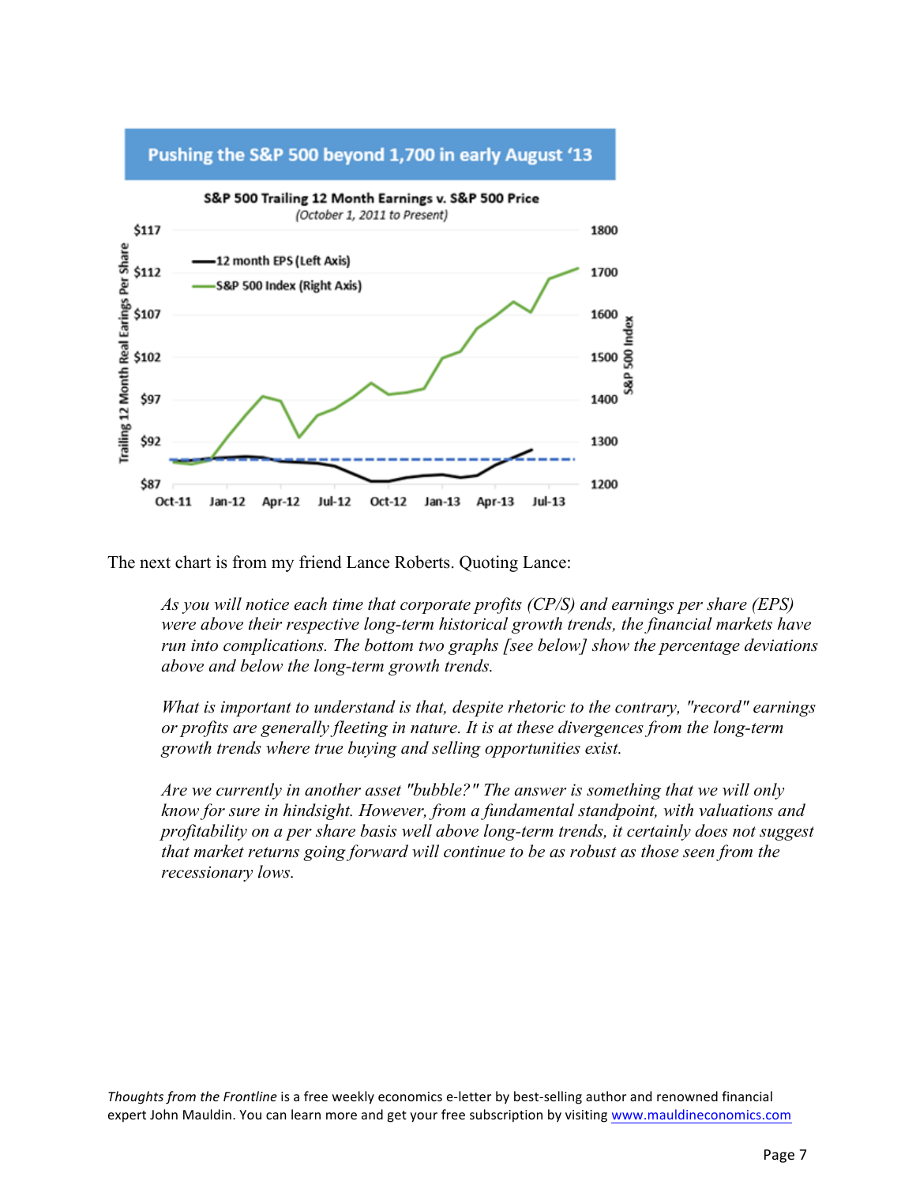Pushing the S&P 500 beyond 1,700 in early August '13

S&P 500 Trailing 12 Month Earnings v. S&P 500 Price

(October 1, 2011 to Present)

Trailing 12 Month Real Earnings Per Share

$117
$112
$107
$102
$97
$92
$87

12 month EPS (Left Axis)

S&P 500 Index (Right Axis)

S&P 500 Index

1800
1700
1600
1500
1400
1300
1200

Oct-11 Jan-12 Apr-12 Jul-12 Oct-12 Jan-13 Apr-13 Jul-13

The next chart is from my friend Lance Roberts. Quoting Lance:

> *As you will notice each time that corporate profits (CP/S) and earnings per share (EPS) were above their respective long-term historical growth trends, the financial markets have run into complications. The bottom two graphs [see below] show the percentage deviations above and below the long-term growth trends.*
>
> *What is important to understand is that, despite rhetoric to the contrary, "record" earnings or profits are generally fleeting in nature. It is at these divergences from the long-term growth trends where true buying and selling opportunities exist.*
>
> *Are we currently in another asset "bubble?" The answer is something that we will only know for sure in hindsight. However, from a fundamental standpoint, with valuations and profitability on a per share basis well above long-term trends, it certainly does not suggest that market returns going forward will continue to be as robust as those seen from the recessionary lows.*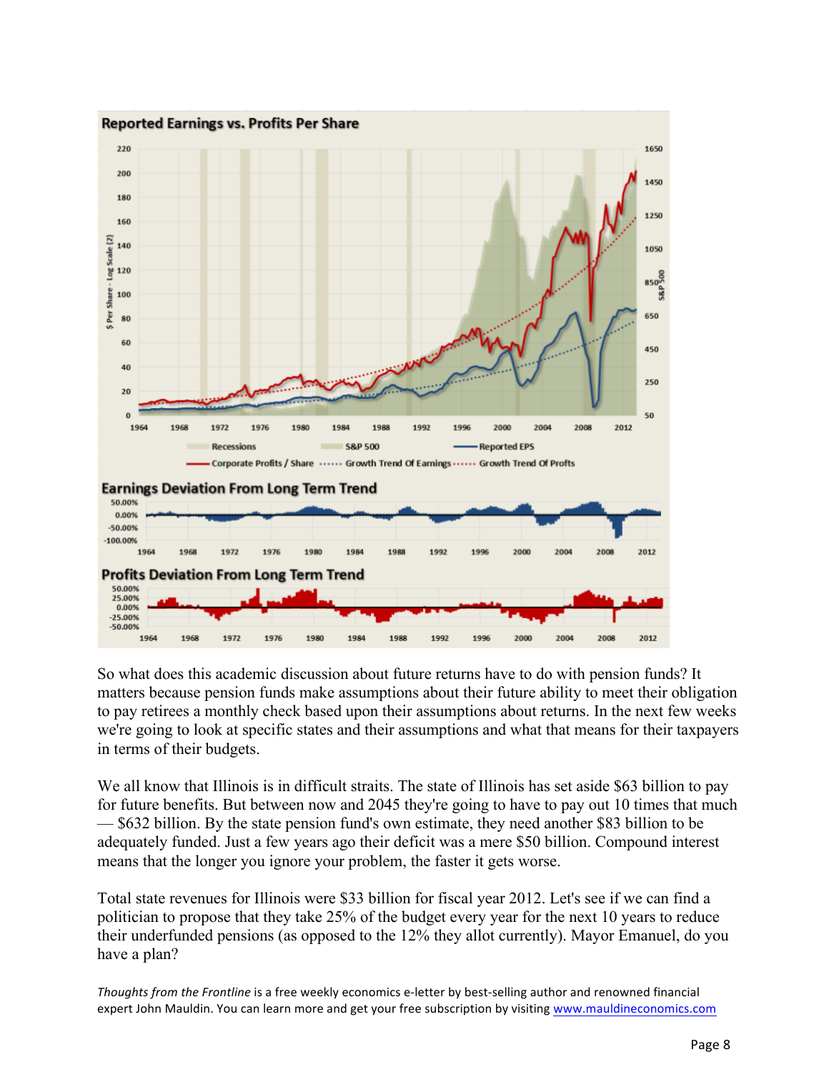So what does this academic discussion about future returns have to do with pension funds? It matters because pension funds make assumptions about their future ability to meet their obligation to pay retirees a monthly check based upon their assumptions about returns. In the next few weeks we're going to look at specific states and their assumptions and what that means for their taxpayers in terms of their budgets.

We all know that Illinois is in difficult straits. The state of Illinois has set aside $63 billion to pay for future benefits. But between now and 2045 they're going to have to pay out 10 times that much — $632 billion. By the state pension fund's own estimate, they need another $83 billion to be adequately funded. Just a few years ago their deficit was a mere $50 billion. Compound interest means that the longer you ignore your problem, the faster it gets worse.

Total state revenues for Illinois were $33 billion for fiscal year 2012. Let's see if we can find a politician to propose that they take 25% of the budget every year for the next 10 years to reduce their underfunded pensions (as opposed to the 12% they allot currently). Mayor Emanuel, do you have a plan?

*Thoughts from the Frontline* is a free weekly economics e-letter by best-selling author and renowned financial expert John Mauldin. You can learn more and get your free subscription by visiting [www.mauldineconomics.com](http://www.mauldineconomics.com)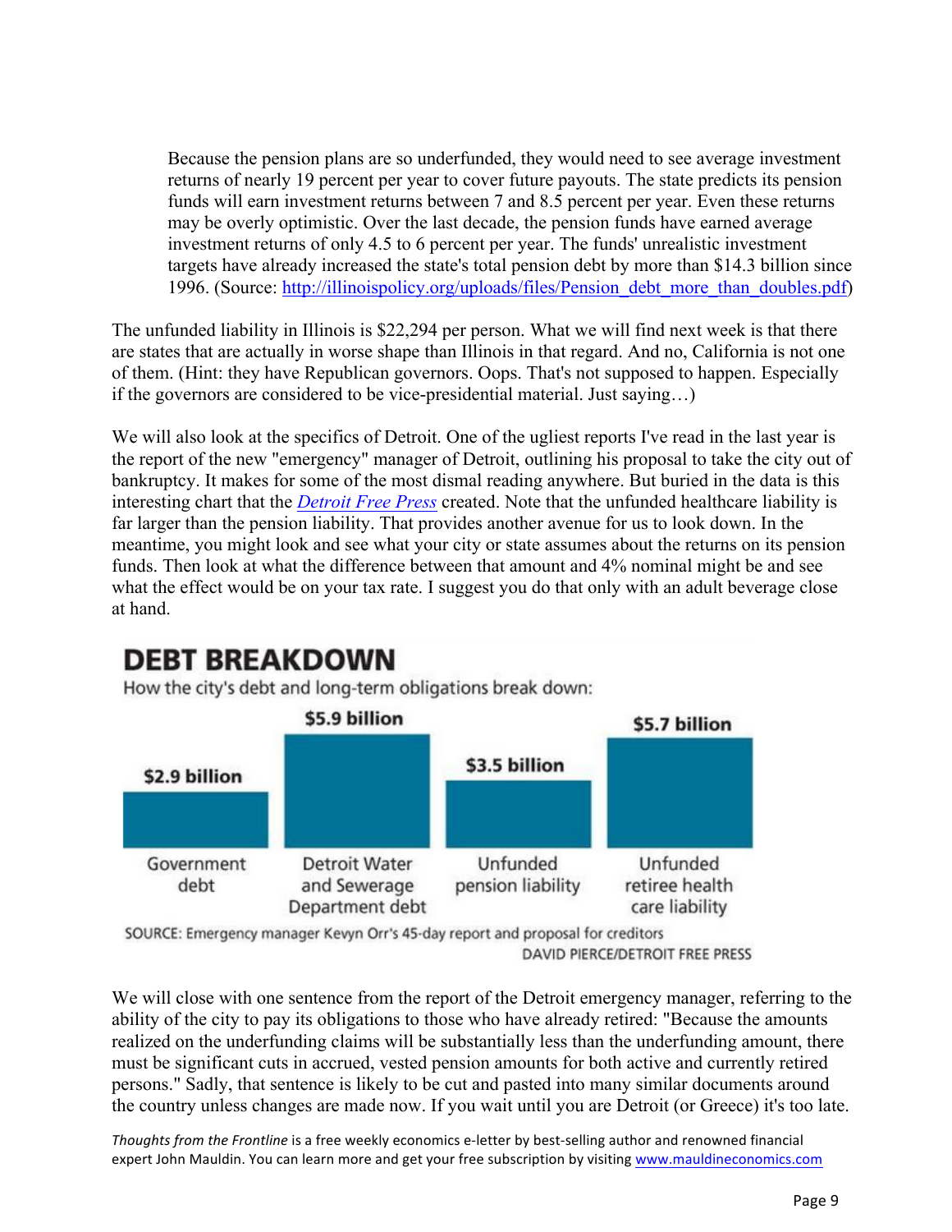> Because the pension plans are so underfunded, they would need to see average investment returns of nearly 19 percent per year to cover future payouts. The state predicts its pension funds will earn investment returns between 7 and 8.5 percent per year. Even these returns may be overly optimistic. Over the last decade, the pension funds have earned average investment returns of only 4.5 to 6 percent per year. The funds' unrealistic investment targets have already increased the state's total pension debt by more than $14.3 billion since 1996. (Source: [http://illinoispolicy.org/uploads/files/Pension_debt_more_than_doubles.pdf](http://illinoispolicy.org/uploads/files/Pension_debt_more_than_doubles.pdf))

The unfunded liability in Illinois is $22,294 per person. What we will find next week is that there are states that are actually in worse shape than Illinois in that regard. And no, California is not one of them. (Hint: they have Republican governors. Oops. That's not supposed to happen. Especially if the governors are considered to be vice-presidential material. Just saying…)

We will also look at the specifics of Detroit. One of the ugliest reports I've read in the last year is the report of the new "emergency" manager of Detroit, outlining his proposal to take the city out of bankruptcy. It makes for some of the most dismal reading anywhere. But buried in the data is this interesting chart that the *Detroit Free Press* created. Note that the unfunded healthcare liability is far larger than the pension liability. That provides another avenue for us to look down. In the meantime, you might look and see what your city or state assumes about the returns on its pension funds. Then look at what the difference between that amount and 4% nominal might be and see what the effect would be on your tax rate. I suggest you do that only with an adult beverage close at hand.

**DEBT BREAKDOWN**

How the city's debt and long-term obligations break down:

$2.9 billion
Government debt

$5.9 billion
Detroit Water and Sewerage Department debt

$3.5 billion
Unfunded pension liability

$5.7 billion
Unfunded retiree health care liability

SOURCE: Emergency manager Kevyn Orr's 45-day report and proposal for creditors
DAVID PIERCE/DETROIT FREE PRESS

We will close with one sentence from the report of the Detroit emergency manager, referring to the ability of the city to pay its obligations to those who have already retired: "Because the amounts realized on the underfunding claims will be substantially less than the underfunding amount, there must be significant cuts in accrued, vested pension amounts for both active and currently retired persons." Sadly, that sentence is likely to be cut and pasted into many similar documents around the country unless changes are made now. If you wait until you are Detroit (or Greece) it's too late.

*Thoughts from the Frontline* is a free weekly economics e-letter by best-selling author and renowned financial expert John Mauldin. You can learn more and get your free subscription by visiting [www.mauldineconomics.com](http://www.mauldineconomics.com)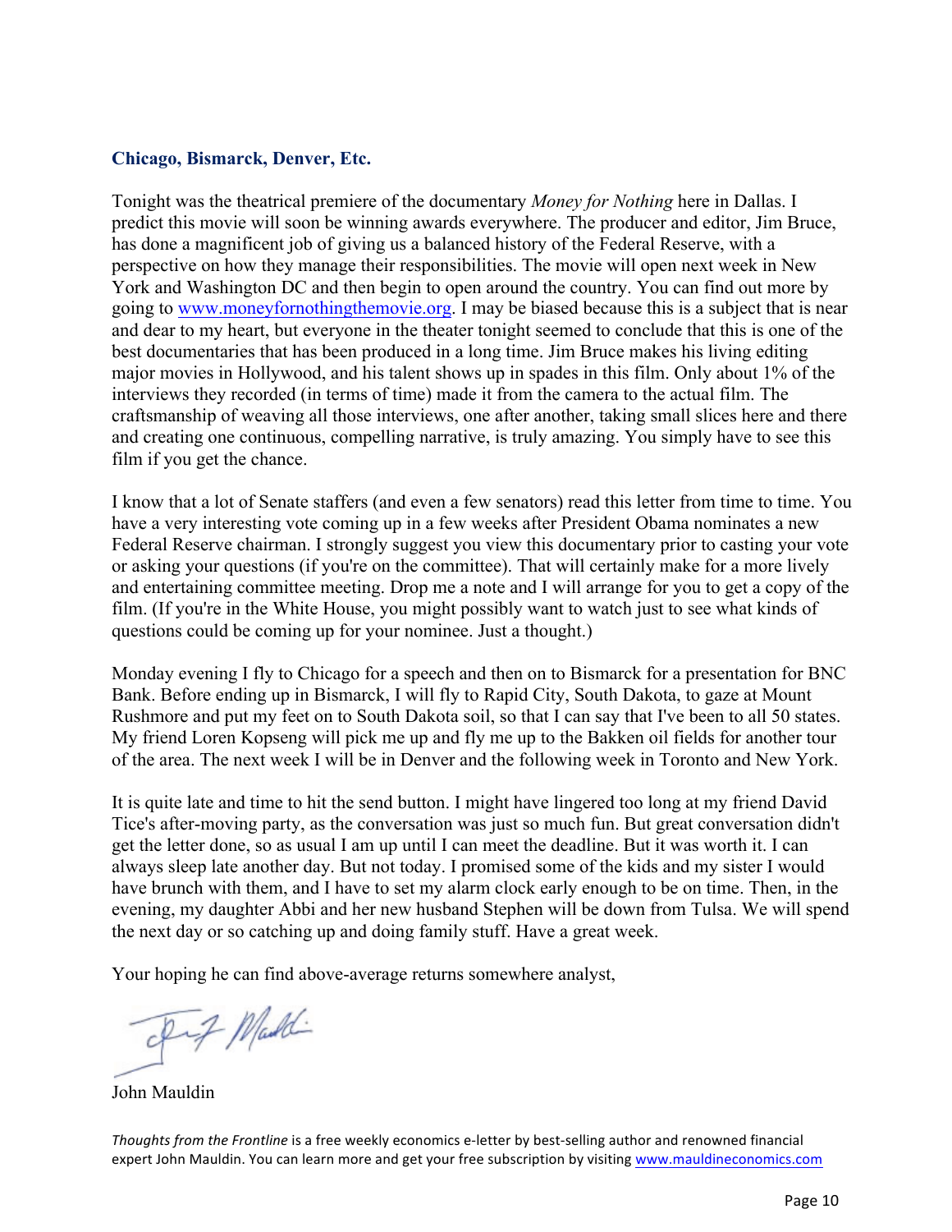### Chicago, Bismarck, Denver, Etc.

Tonight was the theatrical premiere of the documentary *Money for Nothing* here in Dallas. I predict this movie will soon be winning awards everywhere. The producer and editor, Jim Bruce, has done a magnificent job of giving us a balanced history of the Federal Reserve, with a perspective on how they manage their responsibilities. The movie will open next week in New York and Washington DC and then begin to open around the country. You can find out more by going to [www.moneyfornothingthemovie.org](http://www.moneyfornothingthemovie.org). I may be biased because this is a subject that is near and dear to my heart, but everyone in the theater tonight seemed to conclude that this is one of the best documentaries that has been produced in a long time. Jim Bruce makes his living editing major movies in Hollywood, and his talent shows up in spades in this film. Only about 1% of the interviews they recorded (in terms of time) made it from the camera to the actual film. The craftsmanship of weaving all those interviews, one after another, taking small slices here and there and creating one continuous, compelling narrative, is truly amazing. You simply have to see this film if you get the chance.

I know that a lot of Senate staffers (and even a few senators) read this letter from time to time. You have a very interesting vote coming up in a few weeks after President Obama nominates a new Federal Reserve chairman. I strongly suggest you view this documentary prior to casting your vote or asking your questions (if you're on the committee). That will certainly make for a more lively and entertaining committee meeting. Drop me a note and I will arrange for you to get a copy of the film. (If you're in the White House, you might possibly want to watch just to see what kinds of questions could be coming up for your nominee. Just a thought.)

Monday evening I fly to Chicago for a speech and then on to Bismarck for a presentation for BNC Bank. Before ending up in Bismarck, I will fly to Rapid City, South Dakota, to gaze at Mount Rushmore and put my feet on to South Dakota soil, so that I can say that I've been to all 50 states. My friend Loren Kopseng will pick me up and fly me up to the Bakken oil fields for another tour of the area. The next week I will be in Denver and the following week in Toronto and New York.

It is quite late and time to hit the send button. I might have lingered too long at my friend David Tice's after-moving party, as the conversation was just so much fun. But great conversation didn't get the letter done, so as usual I am up until I can meet the deadline. But it was worth it. I can always sleep late another day. But not today. I promised some of the kids and my sister I would have brunch with them, and I have to set my alarm clock early enough to be on time. Then, in the evening, my daughter Abbi and her new husband Stephen will be down from Tulsa. We will spend the next day or so catching up and doing family stuff. Have a great week.

Your hoping he can find above-average returns somewhere analyst,

John Mauldin

*Thoughts from the Frontline* is a free weekly economics e-letter by best-selling author and renowned financial expert John Mauldin. You can learn more and get your free subscription by visiting [www.mauldineconomics.com](http://www.mauldineconomics.com)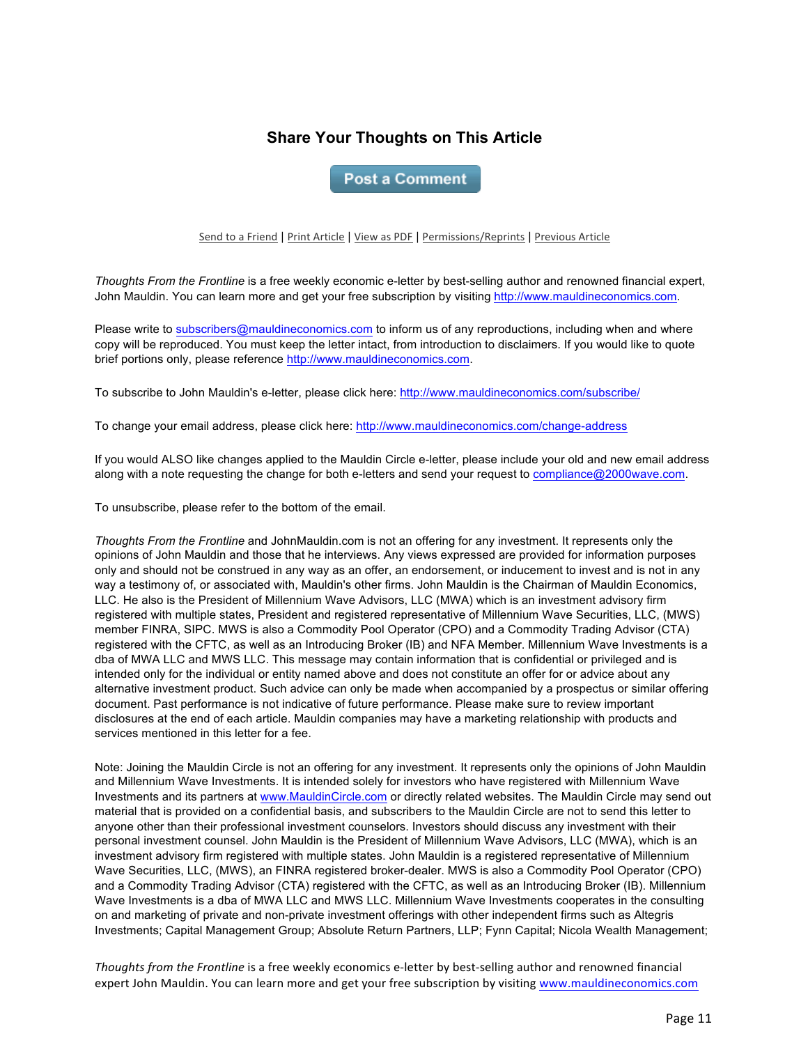## Share Your Thoughts on This Article

Post a Comment

Send to a Friend | Print Article | View as PDF | Permissions/Reprints | Previous Article

*Thoughts From the Frontline* is a free weekly economic e-letter by best-selling author and renowned financial expert, John Mauldin. You can learn more and get your free subscription by visiting http://www.mauldineconomics.com.

Please write to subscribers@mauldineconomics.com to inform us of any reproductions, including when and where copy will be reproduced. You must keep the letter intact, from introduction to disclaimers. If you would like to quote brief portions only, please reference http://www.mauldineconomics.com.

To subscribe to John Mauldin's e-letter, please click here: http://www.mauldineconomics.com/subscribe/

To change your email address, please click here: http://www.mauldineconomics.com/change-address

If you would ALSO like changes applied to the Mauldin Circle e-letter, please include your old and new email address along with a note requesting the change for both e-letters and send your request to compliance@2000wave.com.

To unsubscribe, please refer to the bottom of the email.

*Thoughts From the Frontline* and JohnMauldin.com is not an offering for any investment. It represents only the opinions of John Mauldin and those that he interviews. Any views expressed are provided for information purposes only and should not be construed in any way as an offer, an endorsement, or inducement to invest and is not in any way a testimony of, or associated with, Mauldin's other firms. John Mauldin is the Chairman of Mauldin Economics, LLC. He also is the President of Millennium Wave Advisors, LLC (MWA) which is an investment advisory firm registered with multiple states, President and registered representative of Millennium Wave Securities, LLC, (MWS) member FINRA, SIPC. MWS is also a Commodity Pool Operator (CPO) and a Commodity Trading Advisor (CTA) registered with the CFTC, as well as an Introducing Broker (IB) and NFA Member. Millennium Wave Investments is a dba of MWA LLC and MWS LLC. This message may contain information that is confidential or privileged and is intended only for the individual or entity named above and does not constitute an offer for or advice about any alternative investment product. Such advice can only be made when accompanied by a prospectus or similar offering document. Past performance is not indicative of future performance. Please make sure to review important disclosures at the end of each article. Mauldin companies may have a marketing relationship with products and services mentioned in this letter for a fee.

Note: Joining the Mauldin Circle is not an offering for any investment. It represents only the opinions of John Mauldin and Millennium Wave Investments. It is intended solely for investors who have registered with Millennium Wave Investments and its partners at www.MauldinCircle.com or directly related websites. The Mauldin Circle may send out material that is provided on a confidential basis, and subscribers to the Mauldin Circle are not to send this letter to anyone other than their professional investment counselors. Investors should discuss any investment with their personal investment counsel. John Mauldin is the President of Millennium Wave Advisors, LLC (MWA), which is an investment advisory firm registered with multiple states. John Mauldin is a registered representative of Millennium Wave Securities, LLC, (MWS), an FINRA registered broker-dealer. MWS is also a Commodity Pool Operator (CPO) and a Commodity Trading Advisor (CTA) registered with the CFTC, as well as an Introducing Broker (IB). Millennium Wave Investments is a dba of MWA LLC and MWS LLC. Millennium Wave Investments cooperates in the consulting on and marketing of private and non-private investment offerings with other independent firms such as Altegris Investments; Capital Management Group; Absolute Return Partners, LLP; Fynn Capital; Nicola Wealth Management;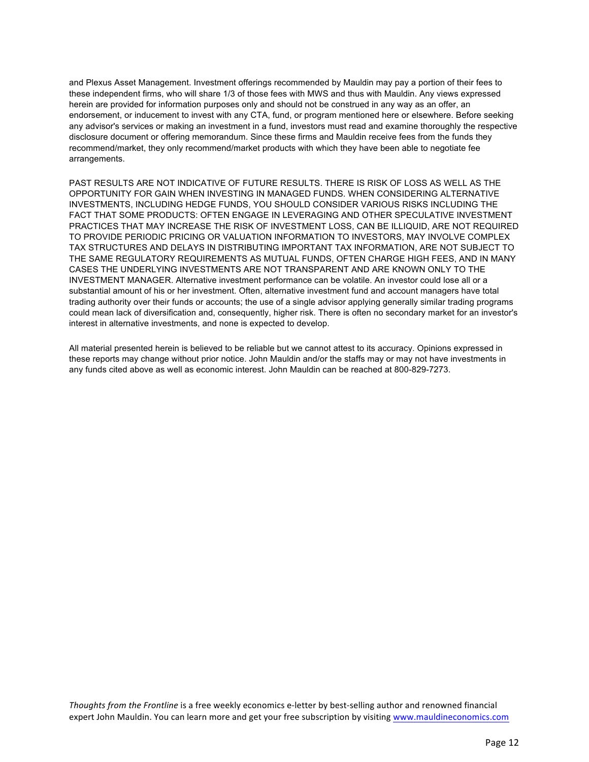and Plexus Asset Management. Investment offerings recommended by Mauldin may pay a portion of their fees to these independent firms, who will share 1/3 of those fees with MWS and thus with Mauldin. Any views expressed herein are provided for information purposes only and should not be construed in any way as an offer, an endorsement, or inducement to invest with any CTA, fund, or program mentioned here or elsewhere. Before seeking any advisor's services or making an investment in a fund, investors must read and examine thoroughly the respective disclosure document or offering memorandum. Since these firms and Mauldin receive fees from the funds they recommend/market, they only recommend/market products with which they have been able to negotiate fee arrangements.

PAST RESULTS ARE NOT INDICATIVE OF FUTURE RESULTS. THERE IS RISK OF LOSS AS WELL AS THE OPPORTUNITY FOR GAIN WHEN INVESTING IN MANAGED FUNDS. WHEN CONSIDERING ALTERNATIVE INVESTMENTS, INCLUDING HEDGE FUNDS, YOU SHOULD CONSIDER VARIOUS RISKS INCLUDING THE FACT THAT SOME PRODUCTS: OFTEN ENGAGE IN LEVERAGING AND OTHER SPECULATIVE INVESTMENT PRACTICES THAT MAY INCREASE THE RISK OF INVESTMENT LOSS, CAN BE ILLIQUID, ARE NOT REQUIRED TO PROVIDE PERIODIC PRICING OR VALUATION INFORMATION TO INVESTORS, MAY INVOLVE COMPLEX TAX STRUCTURES AND DELAYS IN DISTRIBUTING IMPORTANT TAX INFORMATION, ARE NOT SUBJECT TO THE SAME REGULATORY REQUIREMENTS AS MUTUAL FUNDS, OFTEN CHARGE HIGH FEES, AND IN MANY CASES THE UNDERLYING INVESTMENTS ARE NOT TRANSPARENT AND ARE KNOWN ONLY TO THE INVESTMENT MANAGER. Alternative investment performance can be volatile. An investor could lose all or a substantial amount of his or her investment. Often, alternative investment fund and account managers have total trading authority over their funds or accounts; the use of a single advisor applying generally similar trading programs could mean lack of diversification and, consequently, higher risk. There is often no secondary market for an investor's interest in alternative investments, and none is expected to develop.

All material presented herein is believed to be reliable but we cannot attest to its accuracy. Opinions expressed in these reports may change without prior notice. John Mauldin and/or the staffs may or may not have investments in any funds cited above as well as economic interest. John Mauldin can be reached at 800-829-7273.